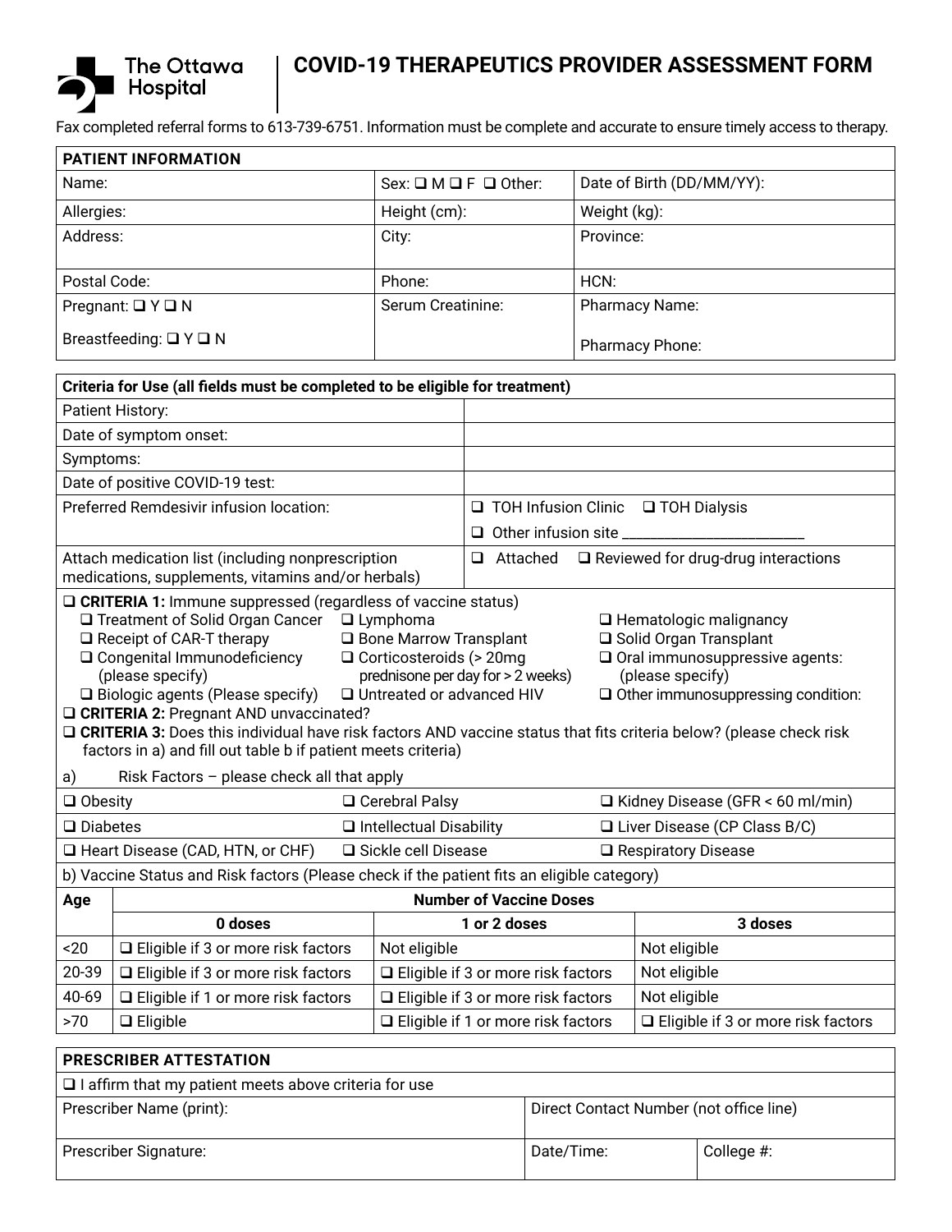The Ottawa Hospital

# COVID-19 THERAPEUTICS PROVIDER ASSESSMENT FORM

Fax completed referral forms to 613-739-6751. Information must be complete and accurate to ensure timely access to therapy.

| PATIENT INFORMATION | | |
|---|---|---|
| Name: | Sex: ❑ M ❑ F ❑ Other: | Date of Birth (DD/MM/YY): |
| Allergies: | Height (cm): | Weight (kg): |
| Address: | City: | Province: |
| Postal Code: | Phone: | HCN: |
| Pregnant: ❑ Y ❑ N<br>Breastfeeding: ❑ Y ❑ N | Serum Creatinine: | Pharmacy Name:<br>Pharmacy Phone: |

| Criteria for Use (all fields must be completed to be eligible for treatment) | |
|---|---|
| Patient History: | |
| Date of symptom onset: | |
| Symptoms: | |
| Date of positive COVID-19 test: | |
| Preferred Remdesivir infusion location: | ❑ TOH Infusion Clinic ❑ TOH Dialysis<br>❑ Other infusion site ________________________ |
| Attach medication list (including nonprescription medications, supplements, vitamins and/or herbals) | ❑ Attached ❑ Reviewed for drug-drug interactions |

❑ **CRITERIA 1:** Immune suppressed (regardless of vaccine status)

- ❑ Treatment of Solid Organ Cancer
- ❑ Lymphoma
- ❑ Hematologic malignancy
- ❑ Receipt of CAR-T therapy
- ❑ Bone Marrow Transplant
- ❑ Solid Organ Transplant
- ❑ Congenital Immunodeficiency (please specify)
- ❑ Corticosteroids (> 20mg prednisone per day for > 2 weeks)
- ❑ Oral immunosuppressive agents: (please specify)
- ❑ Biologic agents (Please specify)
- ❑ Untreated or advanced HIV
- ❑ Other immunosuppressing condition:

❑ **CRITERIA 2:** Pregnant AND unvaccinated?

❑ **CRITERIA 3:** Does this individual have risk factors AND vaccine status that fits criteria below? (please check risk factors in a) and fill out table b if patient meets criteria)

a) Risk Factors – please check all that apply

| | | |
|---|---|---|
| ❑ Obesity | ❑ Cerebral Palsy | ❑ Kidney Disease (GFR < 60 ml/min) |
| ❑ Diabetes | ❑ Intellectual Disability | ❑ Liver Disease (CP Class B/C) |
| ❑ Heart Disease (CAD, HTN, or CHF) | ❑ Sickle cell Disease | ❑ Respiratory Disease |

b) Vaccine Status and Risk factors (Please check if the patient fits an eligible category)

| Age | Number of Vaccine Doses | | |
|---|---|---|---|
| | 0 doses | 1 or 2 doses | 3 doses |
| <20 | ❑ Eligible if 3 or more risk factors | Not eligible | Not eligible |
| 20-39 | ❑ Eligible if 3 or more risk factors | ❑ Eligible if 3 or more risk factors | Not eligible |
| 40-69 | ❑ Eligible if 1 or more risk factors | ❑ Eligible if 3 or more risk factors | Not eligible |
| >70 | ❑ Eligible | ❑ Eligible if 1 or more risk factors | ❑ Eligible if 3 or more risk factors |

| PRESCRIBER ATTESTATION | | |
|---|---|---|
| ❑ I affirm that my patient meets above criteria for use | | |
| Prescriber Name (print): | Direct Contact Number (not office line) | |
| Prescriber Signature: | Date/Time: | College #: |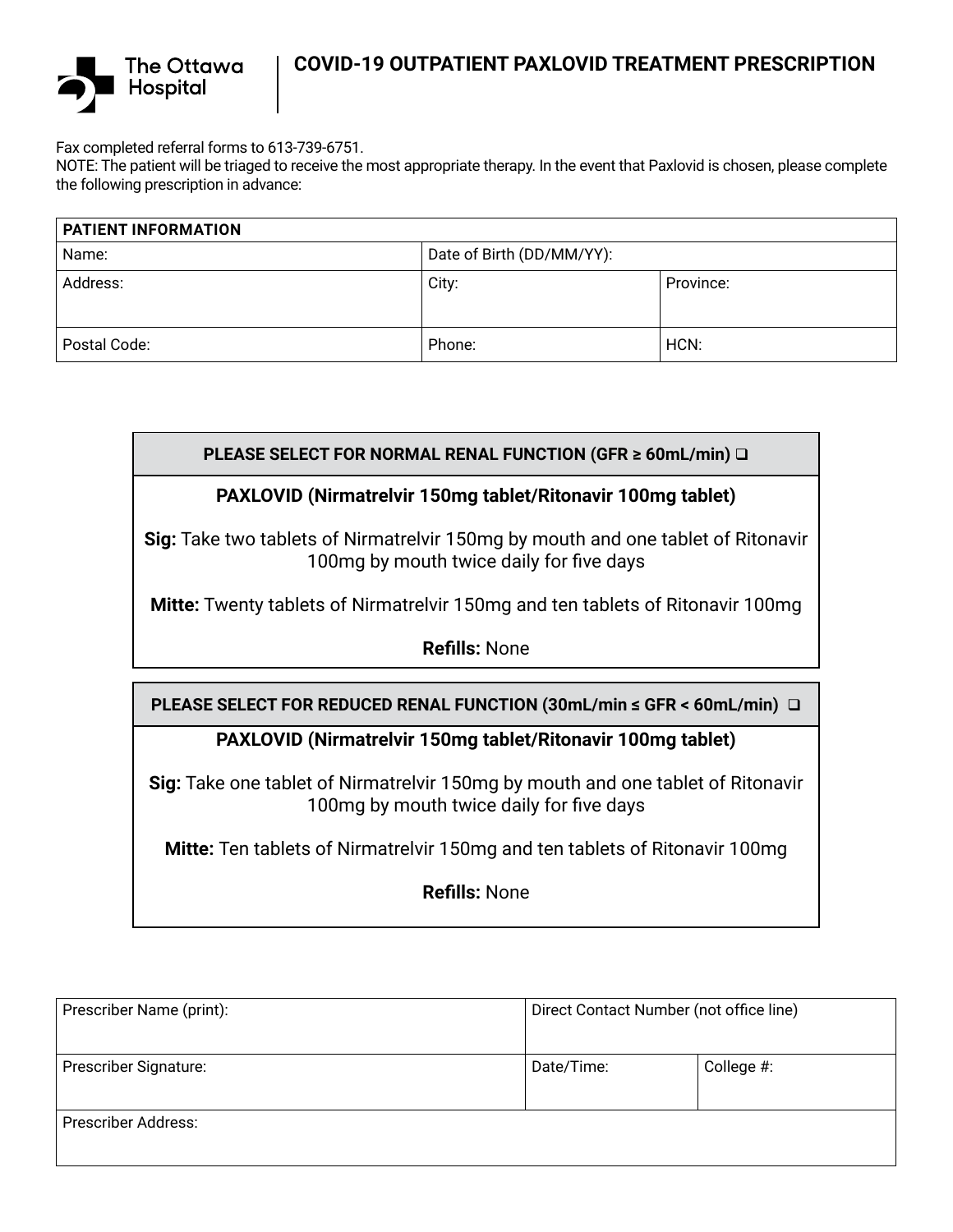The Ottawa Hospital

# COVID-19 OUTPATIENT PAXLOVID TREATMENT PRESCRIPTION

Fax completed referral forms to 613-739-6751.
NOTE: The patient will be triaged to receive the most appropriate therapy. In the event that Paxlovid is chosen, please complete the following prescription in advance:

| PATIENT INFORMATION | | |
|---|---|---|
| Name: | Date of Birth (DD/MM/YY): | |
| Address: | City: | Province: |
| Postal Code: | Phone: | HCN: |

**PLEASE SELECT FOR NORMAL RENAL FUNCTION (GFR ≥ 60mL/min)** ❑

**PAXLOVID (Nirmatrelvir 150mg tablet/Ritonavir 100mg tablet)**

**Sig:** Take two tablets of Nirmatrelvir 150mg by mouth and one tablet of Ritonavir 100mg by mouth twice daily for five days

**Mitte:** Twenty tablets of Nirmatrelvir 150mg and ten tablets of Ritonavir 100mg

**Refills:** None

**PLEASE SELECT FOR REDUCED RENAL FUNCTION (30mL/min ≤ GFR < 60mL/min)** ❑

**PAXLOVID (Nirmatrelvir 150mg tablet/Ritonavir 100mg tablet)**

**Sig:** Take one tablet of Nirmatrelvir 150mg by mouth and one tablet of Ritonavir 100mg by mouth twice daily for five days

**Mitte:** Ten tablets of Nirmatrelvir 150mg and ten tablets of Ritonavir 100mg

**Refills:** None

| | | |
|---|---|---|
| Prescriber Name (print): | Direct Contact Number (not office line) | |
| Prescriber Signature: | Date/Time: | College #: |
| Prescriber Address: | | |